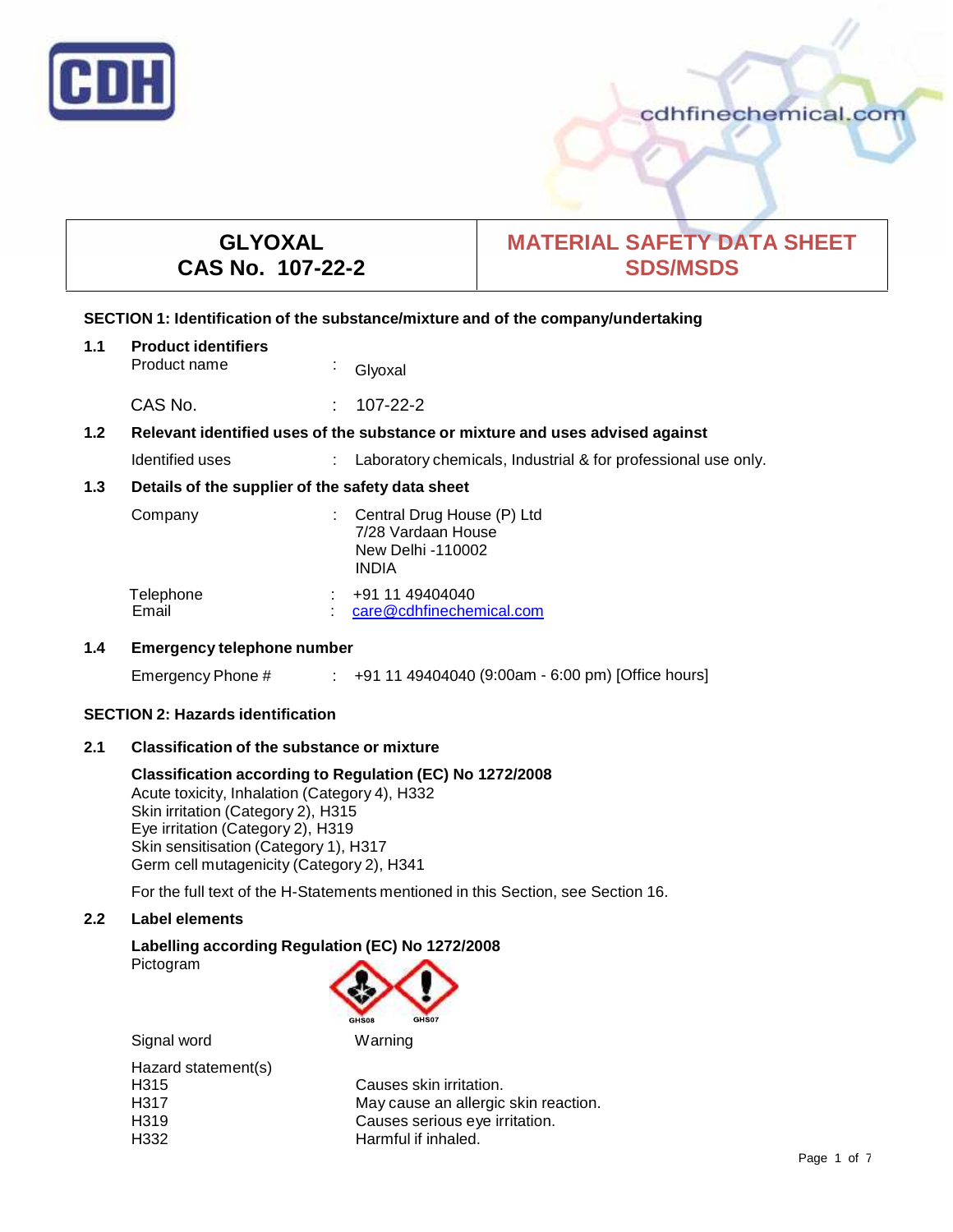cdhfinechemical.com

| GLYOXAL<br>CAS No. 107-22-2 | MATERIAL SAFETY DATA SHEET<br>SDS/MSDS |
|---|---|

## SECTION 1: Identification of the substance/mixture and of the company/undertaking

### 1.1 Product identifiers

Product name : Glyoxal

CAS No. : 107-22-2

### 1.2 Relevant identified uses of the substance or mixture and uses advised against

Identified uses : Laboratory chemicals, Industrial & for professional use only.

### 1.3 Details of the supplier of the safety data sheet

Company : Central Drug House (P) Ltd
7/28 Vardaan House
New Delhi -110002
INDIA

Telephone : +91 11 49404040
Email : care@cdhfinechemical.com

### 1.4 Emergency telephone number

Emergency Phone # : +91 11 49404040 (9:00am - 6:00 pm) [Office hours]

## SECTION 2: Hazards identification

### 2.1 Classification of the substance or mixture

**Classification according to Regulation (EC) No 1272/2008**
Acute toxicity, Inhalation (Category 4), H332
Skin irritation (Category 2), H315
Eye irritation (Category 2), H319
Skin sensitisation (Category 1), H317
Germ cell mutagenicity (Category 2), H341

For the full text of the H-Statements mentioned in this Section, see Section 16.

### 2.2 Label elements

**Labelling according Regulation (EC) No 1272/2008**
Pictogram

GHS08 GHS07

Signal word : Warning

Hazard statement(s)

| | |
|---|---|
| H315 | Causes skin irritation. |
| H317 | May cause an allergic skin reaction. |
| H319 | Causes serious eye irritation. |
| H332 | Harmful if inhaled. |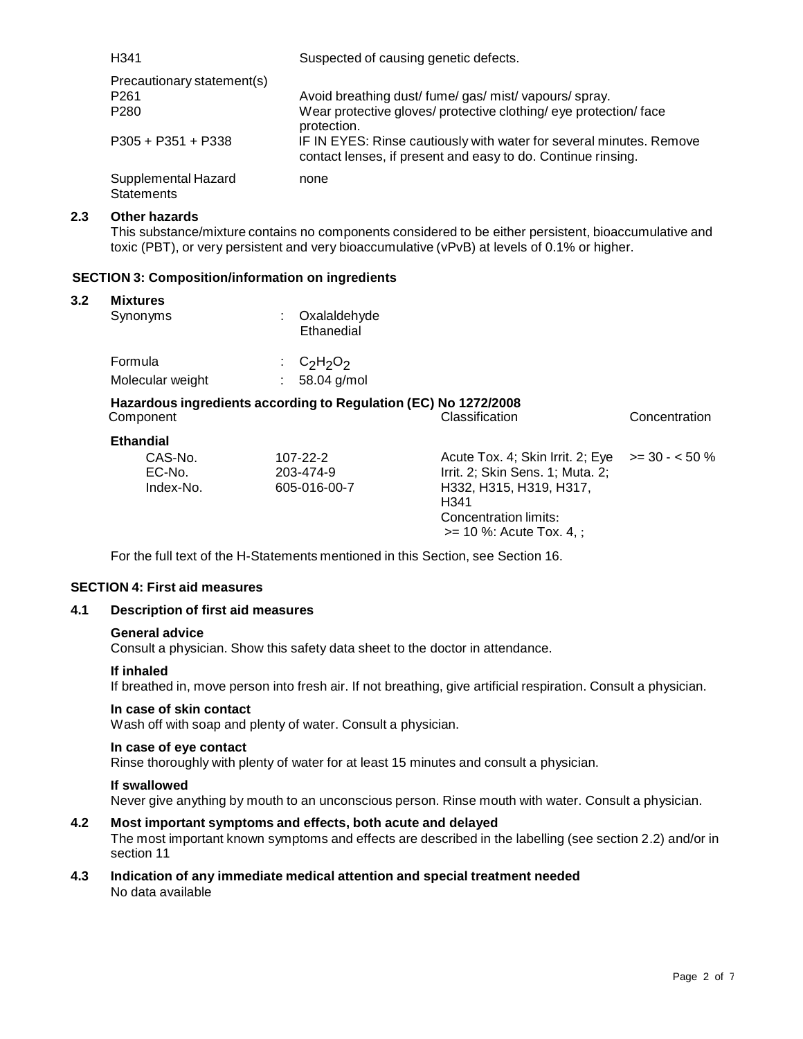| | |
|---|---|
| H341 | Suspected of causing genetic defects. |
| Precautionary statement(s) | |
| P261 | Avoid breathing dust/ fume/ gas/ mist/ vapours/ spray. |
| P280 | Wear protective gloves/ protective clothing/ eye protection/ face protection. |
| P305 + P351 + P338 | IF IN EYES: Rinse cautiously with water for several minutes. Remove contact lenses, if present and easy to do. Continue rinsing. |
| Supplemental Hazard Statements | none |

### 2.3 Other hazards

This substance/mixture contains no components considered to be either persistent, bioaccumulative and toxic (PBT), or very persistent and very bioaccumulative (vPvB) at levels of 0.1% or higher.

## SECTION 3: Composition/information on ingredients

### 3.2 Mixtures

| | | |
|---|---|---|
| Synonyms | : | Oxalaldehyde<br>Ethanedial |
| Formula | : | $C_2H_2O_2$ |
| Molecular weight | : | 58.04 g/mol |

**Hazardous ingredients according to Regulation (EC) No 1272/2008**

| Component | | Classification | Concentration |
|---|---|---|---|
| **Ethandial** | | | |
| CAS-No. | 107-22-2 | Acute Tox. 4; Skin Irrit. 2; Eye Irrit. 2; Skin Sens. 1; Muta. 2; H332, H315, H319, H317, H341<br>Concentration limits:<br>>= 10 %: Acute Tox. 4, ; | >= 30 - < 50 % |
| EC-No. | 203-474-9 | | |
| Index-No. | 605-016-00-7 | | |

For the full text of the H-Statements mentioned in this Section, see Section 16.

## SECTION 4: First aid measures

### 4.1 Description of first aid measures

**General advice**

Consult a physician. Show this safety data sheet to the doctor in attendance.

**If inhaled**

If breathed in, move person into fresh air. If not breathing, give artificial respiration. Consult a physician.

**In case of skin contact**

Wash off with soap and plenty of water. Consult a physician.

**In case of eye contact**

Rinse thoroughly with plenty of water for at least 15 minutes and consult a physician.

**If swallowed**

Never give anything by mouth to an unconscious person. Rinse mouth with water. Consult a physician.

### 4.2 Most important symptoms and effects, both acute and delayed

The most important known symptoms and effects are described in the labelling (see section 2.2) and/or in section 11

### 4.3 Indication of any immediate medical attention and special treatment needed

No data available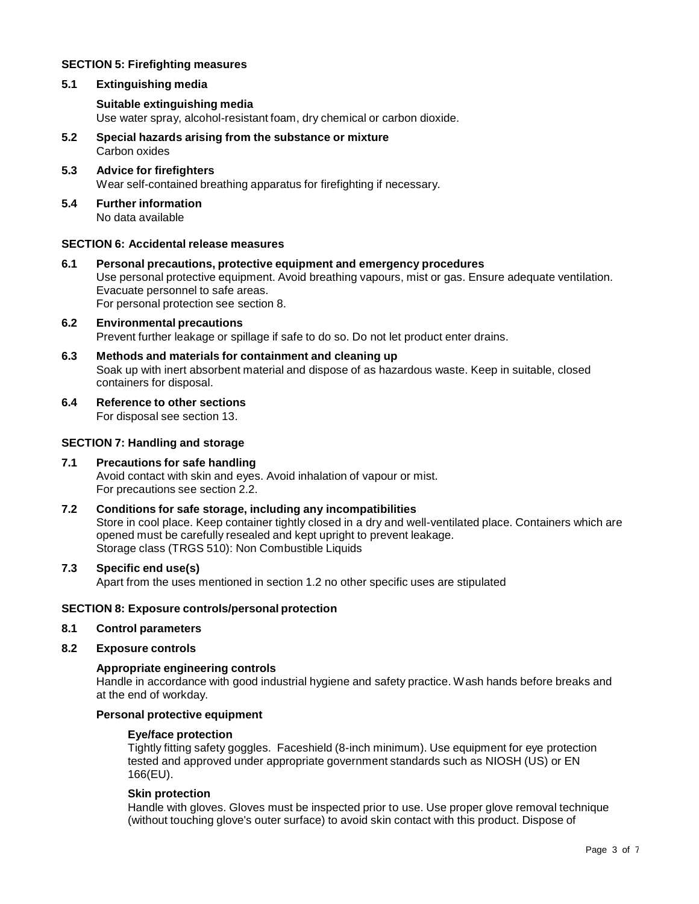## SECTION 5: Firefighting measures

**5.1 Extinguishing media**

**Suitable extinguishing media**
Use water spray, alcohol-resistant foam, dry chemical or carbon dioxide.

**5.2 Special hazards arising from the substance or mixture**
Carbon oxides

**5.3 Advice for firefighters**
Wear self-contained breathing apparatus for firefighting if necessary.

**5.4 Further information**
No data available

## SECTION 6: Accidental release measures

**6.1 Personal precautions, protective equipment and emergency procedures**
Use personal protective equipment. Avoid breathing vapours, mist or gas. Ensure adequate ventilation. Evacuate personnel to safe areas.
For personal protection see section 8.

**6.2 Environmental precautions**
Prevent further leakage or spillage if safe to do so. Do not let product enter drains.

**6.3 Methods and materials for containment and cleaning up**
Soak up with inert absorbent material and dispose of as hazardous waste. Keep in suitable, closed containers for disposal.

**6.4 Reference to other sections**
For disposal see section 13.

## SECTION 7: Handling and storage

**7.1 Precautions for safe handling**
Avoid contact with skin and eyes. Avoid inhalation of vapour or mist.
For precautions see section 2.2.

**7.2 Conditions for safe storage, including any incompatibilities**
Store in cool place. Keep container tightly closed in a dry and well-ventilated place. Containers which are opened must be carefully resealed and kept upright to prevent leakage.
Storage class (TRGS 510): Non Combustible Liquids

**7.3 Specific end use(s)**
Apart from the uses mentioned in section 1.2 no other specific uses are stipulated

## SECTION 8: Exposure controls/personal protection

**8.1 Control parameters**

**8.2 Exposure controls**

**Appropriate engineering controls**
Handle in accordance with good industrial hygiene and safety practice. Wash hands before breaks and at the end of workday.

**Personal protective equipment**

**Eye/face protection**
Tightly fitting safety goggles. Faceshield (8-inch minimum). Use equipment for eye protection tested and approved under appropriate government standards such as NIOSH (US) or EN 166(EU).

**Skin protection**
Handle with gloves. Gloves must be inspected prior to use. Use proper glove removal technique (without touching glove's outer surface) to avoid skin contact with this product. Dispose of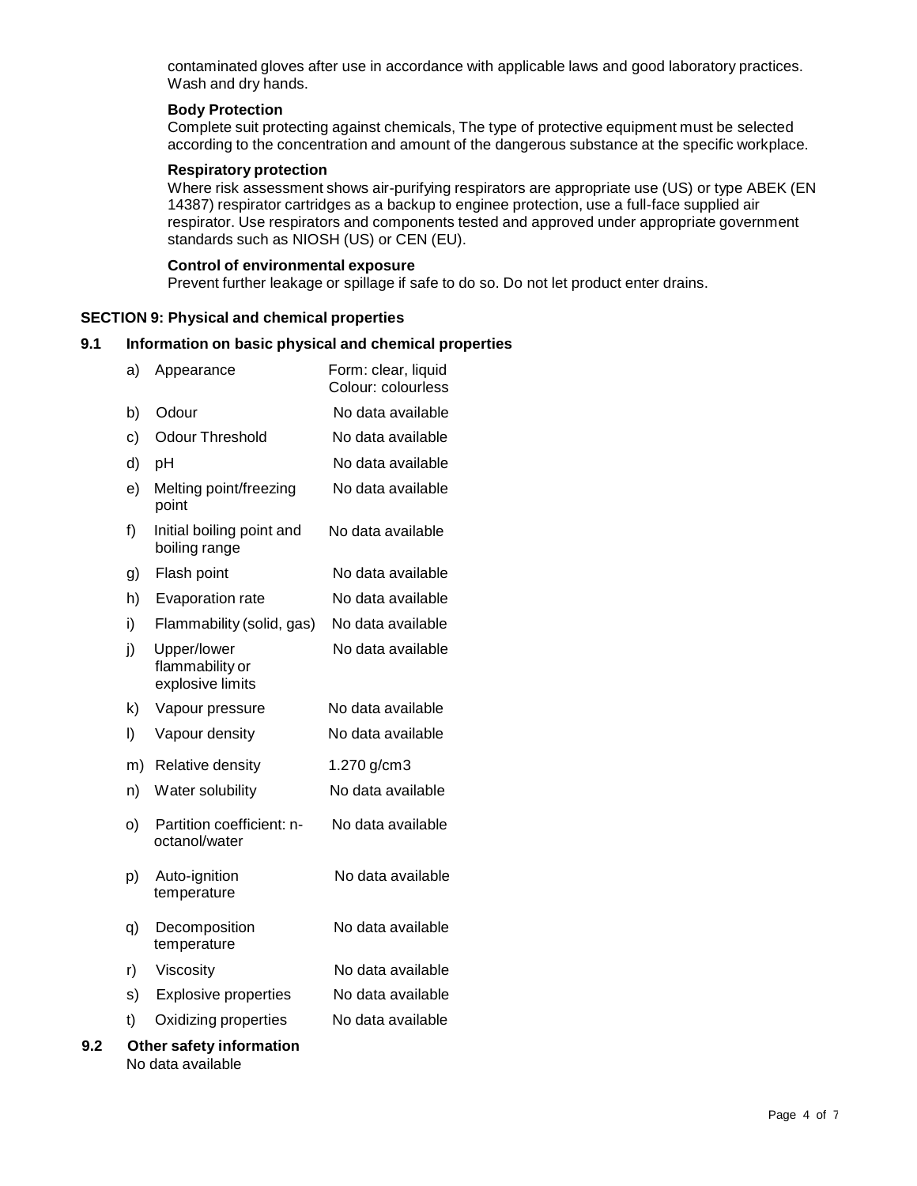contaminated gloves after use in accordance with applicable laws and good laboratory practices. Wash and dry hands.

**Body Protection**

Complete suit protecting against chemicals, The type of protective equipment must be selected according to the concentration and amount of the dangerous substance at the specific workplace.

**Respiratory protection**

Where risk assessment shows air-purifying respirators are appropriate use (US) or type ABEK (EN 14387) respirator cartridges as a backup to enginee protection, use a full-face supplied air respirator. Use respirators and components tested and approved under appropriate government standards such as NIOSH (US) or CEN (EU).

**Control of environmental exposure**

Prevent further leakage or spillage if safe to do so. Do not let product enter drains.

## SECTION 9: Physical and chemical properties

### 9.1 Information on basic physical and chemical properties

| | | |
|---|---|---|
| a) | Appearance | Form: clear, liquid<br>Colour: colourless |
| b) | Odour | No data available |
| c) | Odour Threshold | No data available |
| d) | pH | No data available |
| e) | Melting point/freezing point | No data available |
| f) | Initial boiling point and boiling range | No data available |
| g) | Flash point | No data available |
| h) | Evaporation rate | No data available |
| i) | Flammability (solid, gas) | No data available |
| j) | Upper/lower flammability or explosive limits | No data available |
| k) | Vapour pressure | No data available |
| l) | Vapour density | No data available |
| m) | Relative density | 1.270 g/cm3 |
| n) | Water solubility | No data available |
| o) | Partition coefficient: n-octanol/water | No data available |
| p) | Auto-ignition temperature | No data available |
| q) | Decomposition temperature | No data available |
| r) | Viscosity | No data available |
| s) | Explosive properties | No data available |
| t) | Oxidizing properties | No data available |

### 9.2 Other safety information

No data available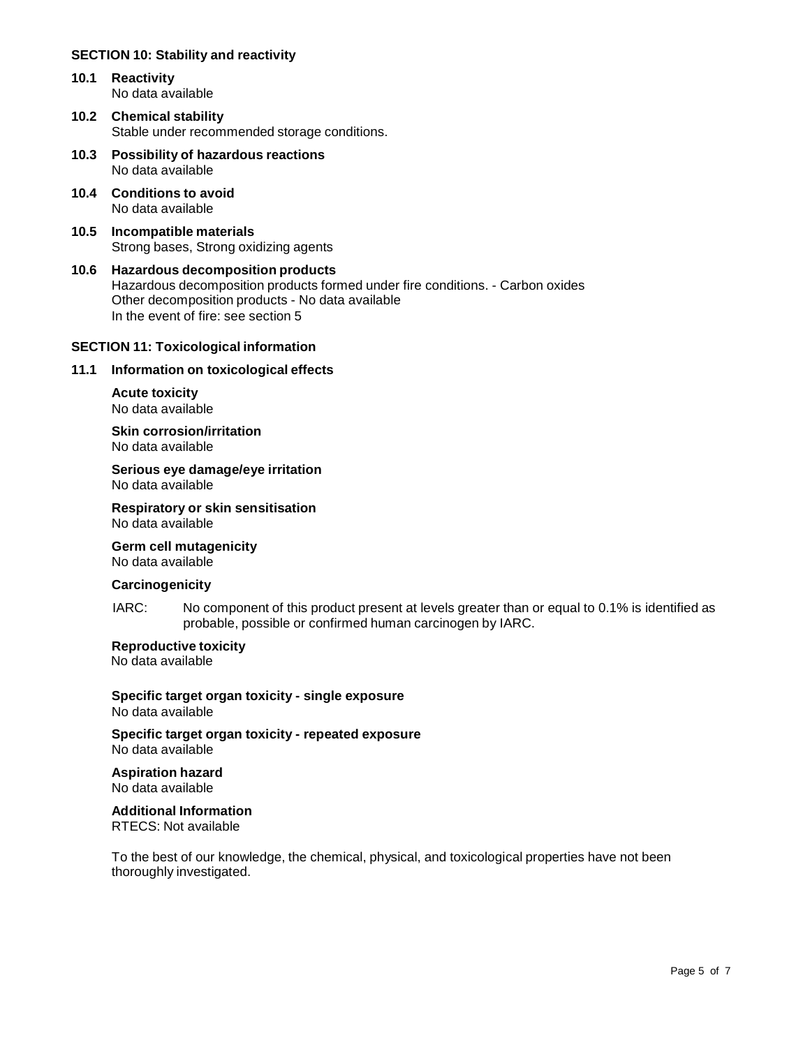## SECTION 10: Stability and reactivity

### 10.1 Reactivity

No data available

### 10.2 Chemical stability

Stable under recommended storage conditions.

### 10.3 Possibility of hazardous reactions

No data available

### 10.4 Conditions to avoid

No data available

### 10.5 Incompatible materials

Strong bases, Strong oxidizing agents

### 10.6 Hazardous decomposition products

Hazardous decomposition products formed under fire conditions. - Carbon oxides
Other decomposition products - No data available
In the event of fire: see section 5

## SECTION 11: Toxicological information

### 11.1 Information on toxicological effects

**Acute toxicity**
No data available

**Skin corrosion/irritation**
No data available

**Serious eye damage/eye irritation**
No data available

**Respiratory or skin sensitisation**
No data available

**Germ cell mutagenicity**
No data available

**Carcinogenicity**

IARC: No component of this product present at levels greater than or equal to 0.1% is identified as probable, possible or confirmed human carcinogen by IARC.

**Reproductive toxicity**
No data available

**Specific target organ toxicity - single exposure**
No data available

**Specific target organ toxicity - repeated exposure**
No data available

**Aspiration hazard**
No data available

**Additional Information**
RTECS: Not available

To the best of our knowledge, the chemical, physical, and toxicological properties have not been thoroughly investigated.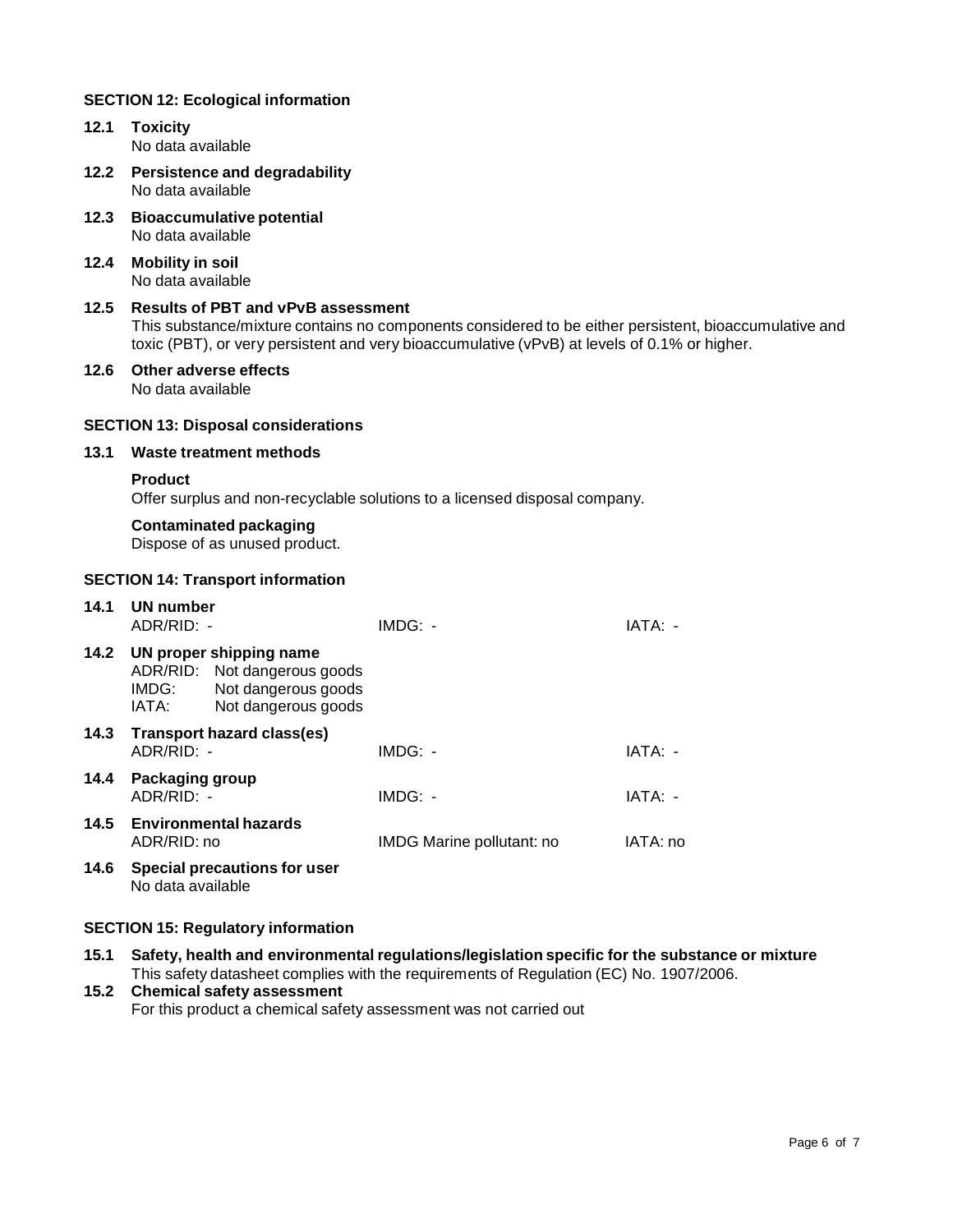## SECTION 12: Ecological information

### 12.1 Toxicity

No data available

### 12.2 Persistence and degradability

No data available

### 12.3 Bioaccumulative potential

No data available

### 12.4 Mobility in soil

No data available

### 12.5 Results of PBT and vPvB assessment

This substance/mixture contains no components considered to be either persistent, bioaccumulative and toxic (PBT), or very persistent and very bioaccumulative (vPvB) at levels of 0.1% or higher.

### 12.6 Other adverse effects

No data available

## SECTION 13: Disposal considerations

### 13.1 Waste treatment methods

**Product**

Offer surplus and non-recyclable solutions to a licensed disposal company.

**Contaminated packaging**

Dispose of as unused product.

## SECTION 14: Transport information

### 14.1 UN number

| ADR/RID: - | IMDG: - | IATA: - |
|---|---|---|

### 14.2 UN proper shipping name

ADR/RID: Not dangerous goods
IMDG: Not dangerous goods
IATA: Not dangerous goods

### 14.3 Transport hazard class(es)

| ADR/RID: - | IMDG: - | IATA: - |
|---|---|---|

### 14.4 Packaging group

| ADR/RID: - | IMDG: - | IATA: - |
|---|---|---|

### 14.5 Environmental hazards

| ADR/RID: no | IMDG Marine pollutant: no | IATA: no |
|---|---|---|

### 14.6 Special precautions for user

No data available

## SECTION 15: Regulatory information

### 15.1 Safety, health and environmental regulations/legislation specific for the substance or mixture

This safety datasheet complies with the requirements of Regulation (EC) No. 1907/2006.

### 15.2 Chemical safety assessment

For this product a chemical safety assessment was not carried out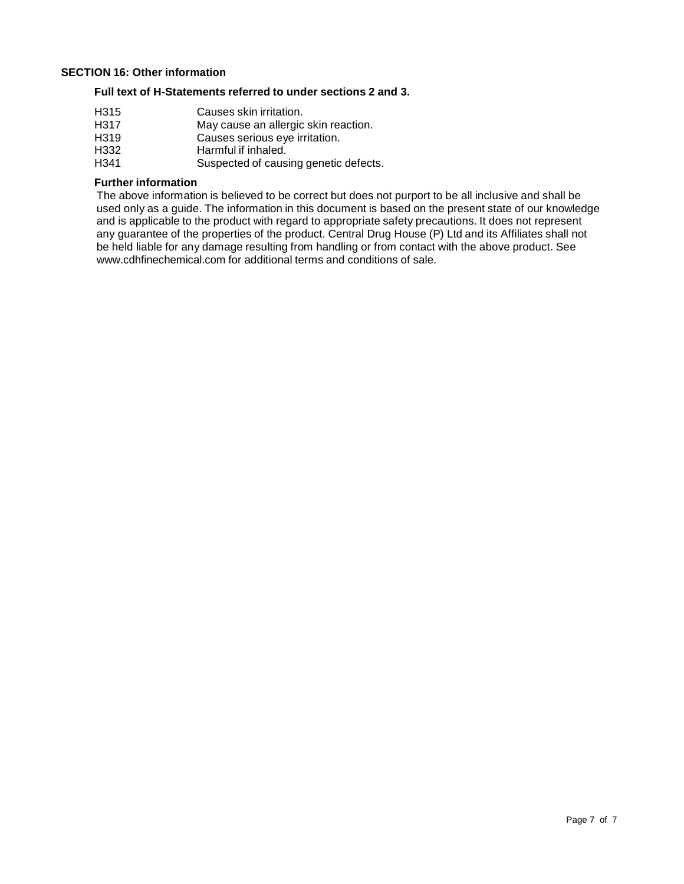## SECTION 16: Other information

### Full text of H-Statements referred to under sections 2 and 3.

| | |
|---|---|
| H315 | Causes skin irritation. |
| H317 | May cause an allergic skin reaction. |
| H319 | Causes serious eye irritation. |
| H332 | Harmful if inhaled. |
| H341 | Suspected of causing genetic defects. |

### Further information

The above information is believed to be correct but does not purport to be all inclusive and shall be used only as a guide. The information in this document is based on the present state of our knowledge and is applicable to the product with regard to appropriate safety precautions. It does not represent any guarantee of the properties of the product. Central Drug House (P) Ltd and its Affiliates shall not be held liable for any damage resulting from handling or from contact with the above product. See www.cdhfinechemical.com for additional terms and conditions of sale.